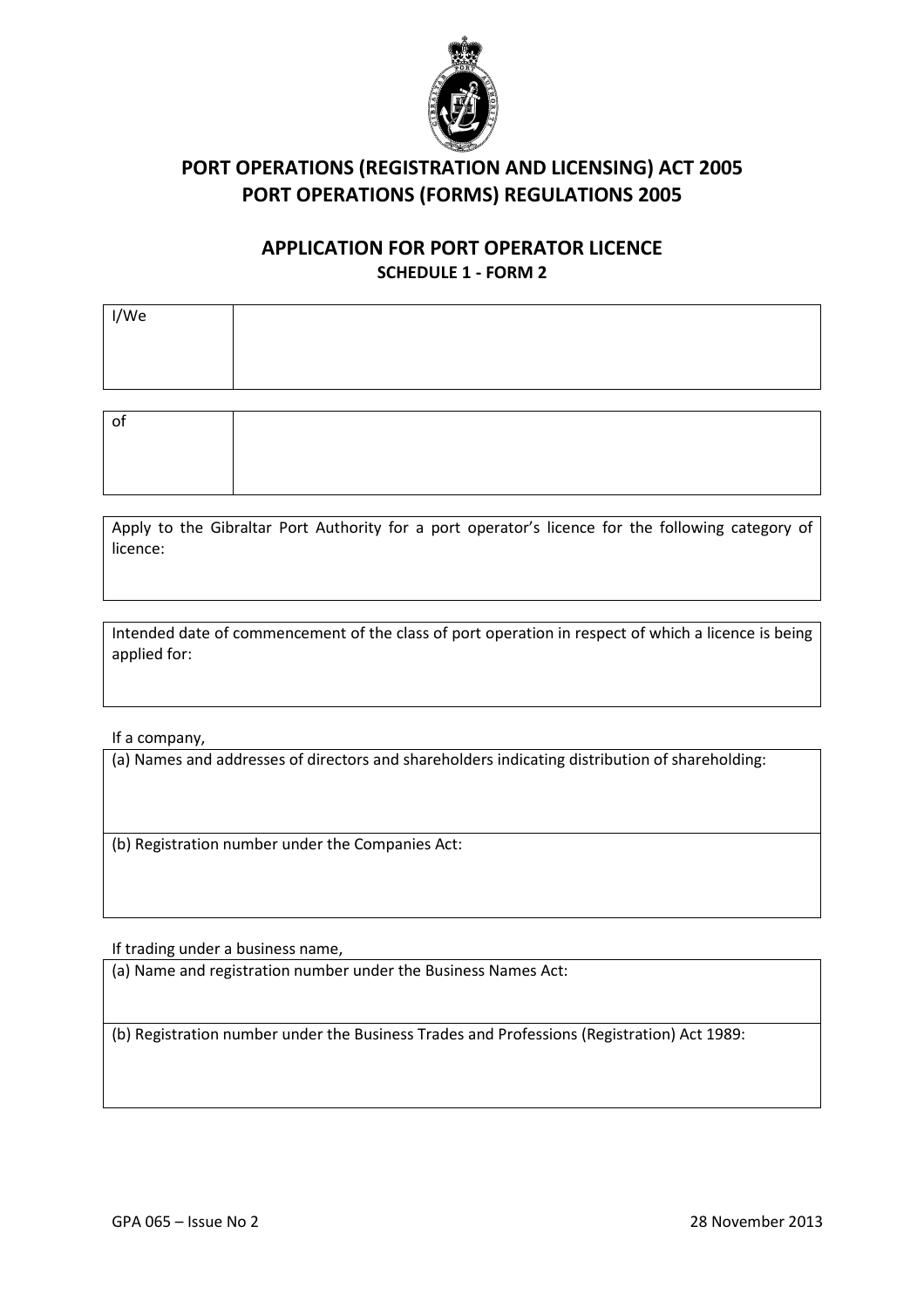# PORT OPERATIONS (REGISTRATION AND LICENSING) ACT 2005
# PORT OPERATIONS (FORMS) REGULATIONS 2005

## APPLICATION FOR PORT OPERATOR LICENCE
### SCHEDULE 1 - FORM 2

| I/We | |
|---|---|

| of | |
|---|---|

Apply to the Gibraltar Port Authority for a port operator's licence for the following category of licence:

Intended date of commencement of the class of port operation in respect of which a licence is being applied for:

If a company,

(a) Names and addresses of directors and shareholders indicating distribution of shareholding:

(b) Registration number under the Companies Act:

If trading under a business name,

(a) Name and registration number under the Business Names Act:

(b) Registration number under the Business Trades and Professions (Registration) Act 1989:

GPA 065 – Issue No 2 28 November 2013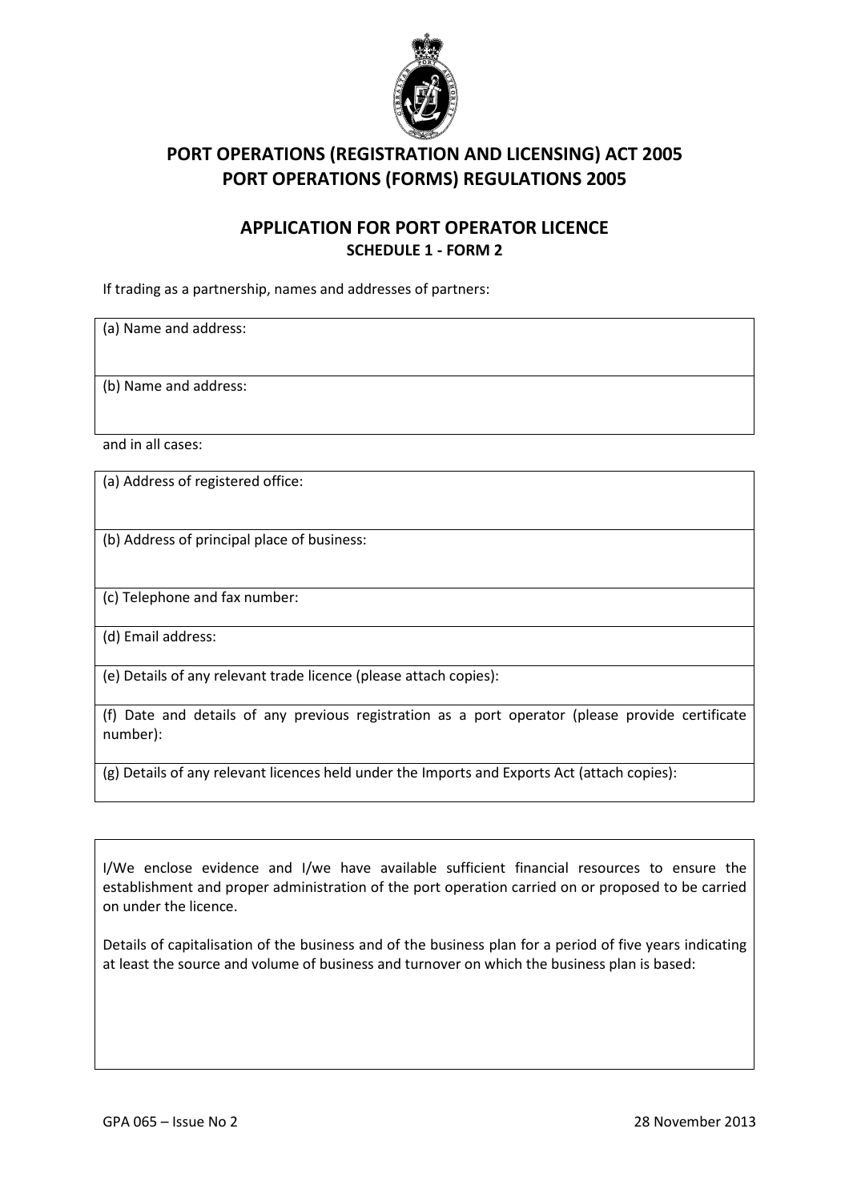# PORT OPERATIONS (REGISTRATION AND LICENSING) ACT 2005
# PORT OPERATIONS (FORMS) REGULATIONS 2005

## APPLICATION FOR PORT OPERATOR LICENCE
### SCHEDULE 1 - FORM 2

If trading as a partnership, names and addresses of partners:

| (a) Name and address: |
|---|
| (b) Name and address: |

and in all cases:

| (a) Address of registered office: |
|---|
| (b) Address of principal place of business: |
| (c) Telephone and fax number: |
| (d) Email address: |
| (e) Details of any relevant trade licence (please attach copies): |
| (f) Date and details of any previous registration as a port operator (please provide certificate number): |
| (g) Details of any relevant licences held under the Imports and Exports Act (attach copies): |

I/We enclose evidence and I/we have available sufficient financial resources to ensure the establishment and proper administration of the port operation carried on or proposed to be carried on under the licence.

Details of capitalisation of the business and of the business plan for a period of five years indicating at least the source and volume of business and turnover on which the business plan is based:

GPA 065 – Issue No 2 28 November 2013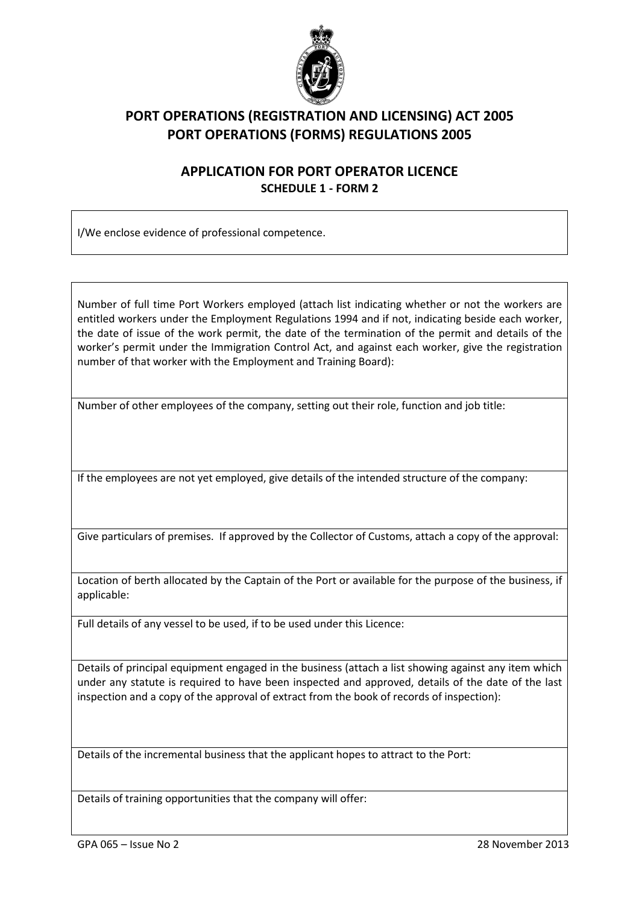# PORT OPERATIONS (REGISTRATION AND LICENSING) ACT 2005
# PORT OPERATIONS (FORMS) REGULATIONS 2005

## APPLICATION FOR PORT OPERATOR LICENCE
### SCHEDULE 1 - FORM 2

I/We enclose evidence of professional competence.

Number of full time Port Workers employed (attach list indicating whether or not the workers are entitled workers under the Employment Regulations 1994 and if not, indicating beside each worker, the date of issue of the work permit, the date of the termination of the permit and details of the worker's permit under the Immigration Control Act, and against each worker, give the registration number of that worker with the Employment and Training Board):

Number of other employees of the company, setting out their role, function and job title:

If the employees are not yet employed, give details of the intended structure of the company:

Give particulars of premises. If approved by the Collector of Customs, attach a copy of the approval:

Location of berth allocated by the Captain of the Port or available for the purpose of the business, if applicable:

Full details of any vessel to be used, if to be used under this Licence:

Details of principal equipment engaged in the business (attach a list showing against any item which under any statute is required to have been inspected and approved, details of the date of the last inspection and a copy of the approval of extract from the book of records of inspection):

Details of the incremental business that the applicant hopes to attract to the Port:

Details of training opportunities that the company will offer:

GPA 065 – Issue No 2 28 November 2013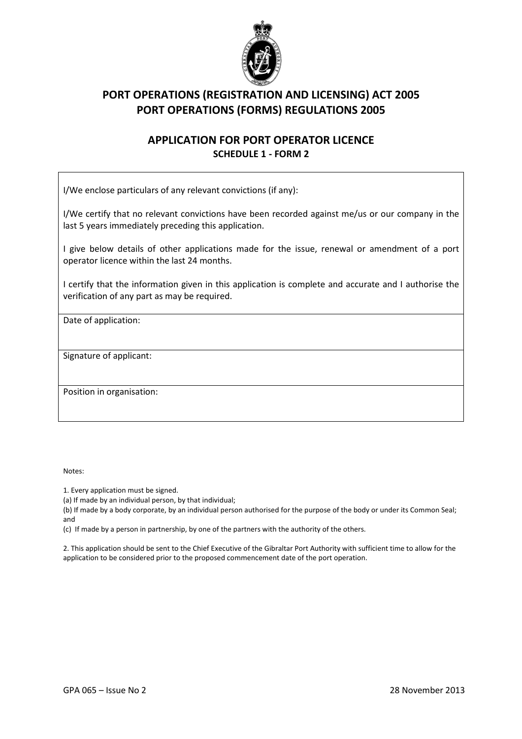# PORT OPERATIONS (REGISTRATION AND LICENSING) ACT 2005
# PORT OPERATIONS (FORMS) REGULATIONS 2005

## APPLICATION FOR PORT OPERATOR LICENCE
### SCHEDULE 1 - FORM 2

| |
|---|
| I/We enclose particulars of any relevant convictions (if any):<br><br>I/We certify that no relevant convictions have been recorded against me/us or our company in the last 5 years immediately preceding this application.<br><br>I give below details of other applications made for the issue, renewal or amendment of a port operator licence within the last 24 months.<br><br>I certify that the information given in this application is complete and accurate and I authorise the verification of any part as may be required. |
| Date of application: |
| Signature of applicant: |
| Position in organisation: |

Notes:

1. Every application must be signed.

(a) If made by an individual person, by that individual;

(b) If made by a body corporate, by an individual person authorised for the purpose of the body or under its Common Seal; and

(c) If made by a person in partnership, by one of the partners with the authority of the others.

2. This application should be sent to the Chief Executive of the Gibraltar Port Authority with sufficient time to allow for the application to be considered prior to the proposed commencement date of the port operation.

GPA 065 – Issue No 2 28 November 2013